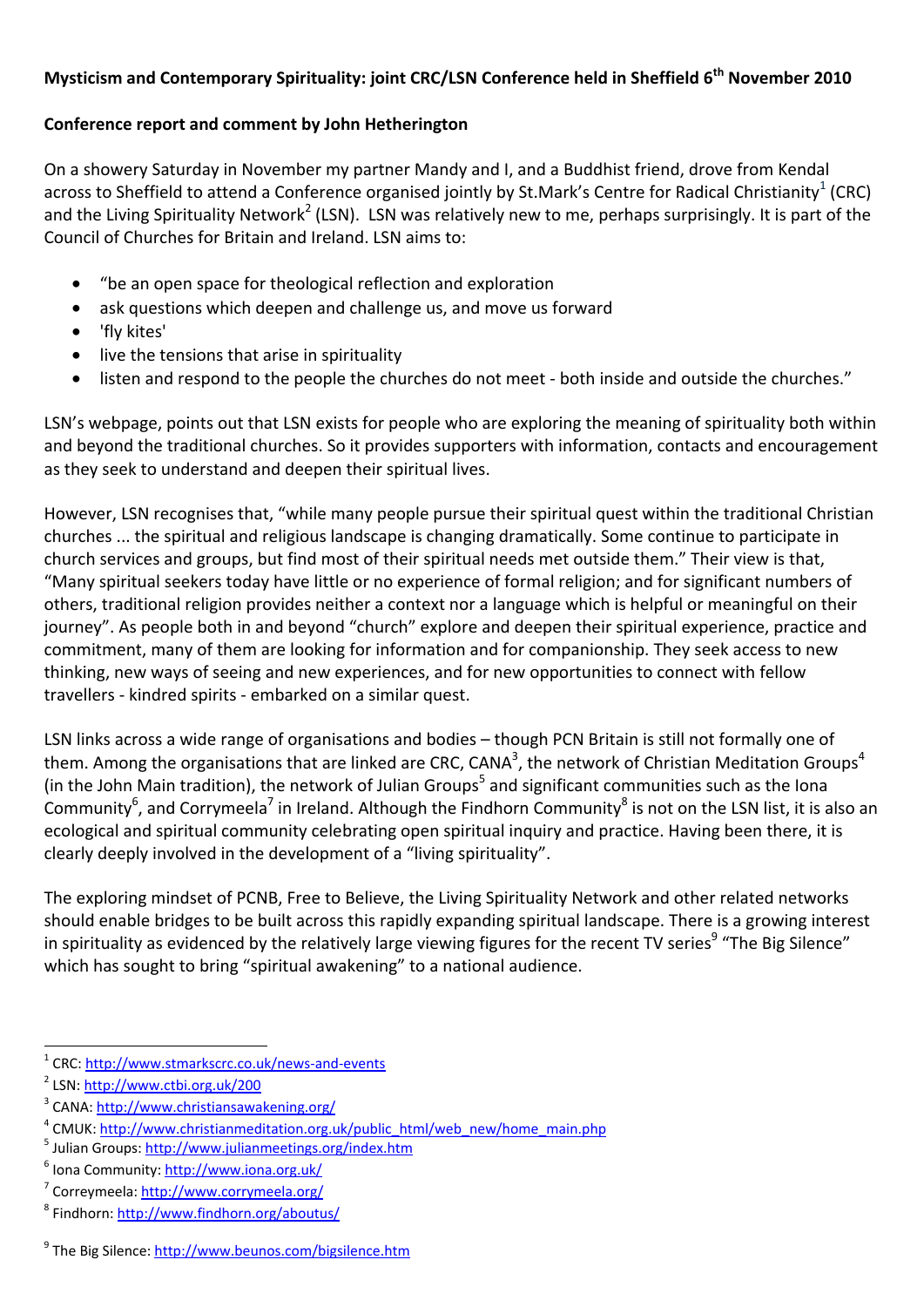**Mysticism and Contemporary Spirituality: joint CRC/LSN Conference held in Sheffield 6th November 2010**

**Conference report and comment by John Hetherington**

On a showery Saturday in November my partner Mandy and I, and a Buddhist friend, drove from Kendal across to Sheffield to attend a Conference organised jointly by St.Mark's Centre for Radical Christianity[1] (CRC) and the Living Spirituality Network[2] (LSN). LSN was relatively new to me, perhaps surprisingly. It is part of the Council of Churches for Britain and Ireland. LSN aims to:

- "be an open space for theological reflection and exploration
- ask questions which deepen and challenge us, and move us forward
- 'fly kites'
- live the tensions that arise in spirituality
- listen and respond to the people the churches do not meet - both inside and outside the churches."

LSN's webpage, points out that LSN exists for people who are exploring the meaning of spirituality both within and beyond the traditional churches. So it provides supporters with information, contacts and encouragement as they seek to understand and deepen their spiritual lives.

However, LSN recognises that, "while many people pursue their spiritual quest within the traditional Christian churches ... the spiritual and religious landscape is changing dramatically. Some continue to participate in church services and groups, but find most of their spiritual needs met outside them." Their view is that, "Many spiritual seekers today have little or no experience of formal religion; and for significant numbers of others, traditional religion provides neither a context nor a language which is helpful or meaningful on their journey". As people both in and beyond "church" explore and deepen their spiritual experience, practice and commitment, many of them are looking for information and for companionship. They seek access to new thinking, new ways of seeing and new experiences, and for new opportunities to connect with fellow travellers - kindred spirits - embarked on a similar quest.

LSN links across a wide range of organisations and bodies – though PCN Britain is still not formally one of them. Among the organisations that are linked are CRC, CANA[3], the network of Christian Meditation Groups[4] (in the John Main tradition), the network of Julian Groups[5] and significant communities such as the Iona Community[6], and Corrymeela[7] in Ireland. Although the Findhorn Community[8] is not on the LSN list, it is also an ecological and spiritual community celebrating open spiritual inquiry and practice. Having been there, it is clearly deeply involved in the development of a "living spirituality".

The exploring mindset of PCNB, Free to Believe, the Living Spirituality Network and other related networks should enable bridges to be built across this rapidly expanding spiritual landscape. There is a growing interest in spirituality as evidenced by the relatively large viewing figures for the recent TV series[9] "The Big Silence" which has sought to bring "spiritual awakening" to a national audience.

---

[1] CRC: http://www.stmarkscrc.co.uk/news-and-events

[2] LSN: http://www.ctbi.org.uk/200

[3] CANA: http://www.christiansawakening.org/

[4] CMUK: http://www.christianmeditation.org.uk/public_html/web_new/home_main.php

[5] Julian Groups: http://www.julianmeetings.org/index.htm

[6] Iona Community: http://www.iona.org.uk/

[7] Correymeela: http://www.corrymeela.org/

[8] Findhorn: http://www.findhorn.org/aboutus/

[9] The Big Silence: http://www.beunos.com/bigsilence.htm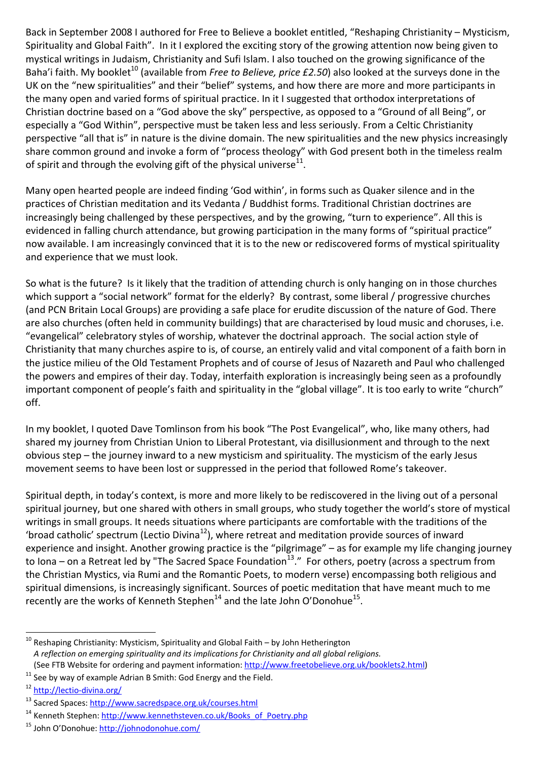Back in September 2008 I authored for Free to Believe a booklet entitled, "Reshaping Christianity – Mysticism, Spirituality and Global Faith". In it I explored the exciting story of the growing attention now being given to mystical writings in Judaism, Christianity and Sufi Islam. I also touched on the growing significance of the Baha'i faith. My booklet[10] (available from *Free to Believe, price £2.50*) also looked at the surveys done in the UK on the "new spiritualities" and their "belief" systems, and how there are more and more participants in the many open and varied forms of spiritual practice. In it I suggested that orthodox interpretations of Christian doctrine based on a "God above the sky" perspective, as opposed to a "Ground of all Being", or especially a "God Within", perspective must be taken less and less seriously. From a Celtic Christianity perspective "all that is" in nature is the divine domain. The new spiritualities and the new physics increasingly share common ground and invoke a form of "process theology" with God present both in the timeless realm of spirit and through the evolving gift of the physical universe[11].

Many open hearted people are indeed finding 'God within', in forms such as Quaker silence and in the practices of Christian meditation and its Vedanta / Buddhist forms. Traditional Christian doctrines are increasingly being challenged by these perspectives, and by the growing, "turn to experience". All this is evidenced in falling church attendance, but growing participation in the many forms of "spiritual practice" now available. I am increasingly convinced that it is to the new or rediscovered forms of mystical spirituality and experience that we must look.

So what is the future? Is it likely that the tradition of attending church is only hanging on in those churches which support a "social network" format for the elderly? By contrast, some liberal / progressive churches (and PCN Britain Local Groups) are providing a safe place for erudite discussion of the nature of God. There are also churches (often held in community buildings) that are characterised by loud music and choruses, i.e. "evangelical" celebratory styles of worship, whatever the doctrinal approach. The social action style of Christianity that many churches aspire to is, of course, an entirely valid and vital component of a faith born in the justice milieu of the Old Testament Prophets and of course of Jesus of Nazareth and Paul who challenged the powers and empires of their day. Today, interfaith exploration is increasingly being seen as a profoundly important component of people's faith and spirituality in the "global village". It is too early to write "church" off.

In my booklet, I quoted Dave Tomlinson from his book "The Post Evangelical", who, like many others, had shared my journey from Christian Union to Liberal Protestant, via disillusionment and through to the next obvious step – the journey inward to a new mysticism and spirituality. The mysticism of the early Jesus movement seems to have been lost or suppressed in the period that followed Rome's takeover.

Spiritual depth, in today's context, is more and more likely to be rediscovered in the living out of a personal spiritual journey, but one shared with others in small groups, who study together the world's store of mystical writings in small groups. It needs situations where participants are comfortable with the traditions of the 'broad catholic' spectrum (Lectio Divina[12]), where retreat and meditation provide sources of inward experience and insight. Another growing practice is the "pilgrimage" – as for example my life changing journey to Iona – on a Retreat led by "The Sacred Space Foundation[13]." For others, poetry (across a spectrum from the Christian Mystics, via Rumi and the Romantic Poets, to modern verse) encompassing both religious and spiritual dimensions, is increasingly significant. Sources of poetic meditation that have meant much to me recently are the works of Kenneth Stephen[14] and the late John O'Donohue[15].

---

[10] Reshaping Christianity: Mysticism, Spirituality and Global Faith – by John Hetherington
*A reflection on emerging spirituality and its implications for Christianity and all global religions.*
(See FTB Website for ordering and payment information: http://www.freetobelieve.org.uk/booklets2.html)

[11] See by way of example Adrian B Smith: God Energy and the Field.

[12] http://lectio-divina.org/

[13] Sacred Spaces: http://www.sacredspace.org.uk/courses.html

[14] Kenneth Stephen: http://www.kennethsteven.co.uk/Books_of_Poetry.php

[15] John O'Donohue: http://johnodonohue.com/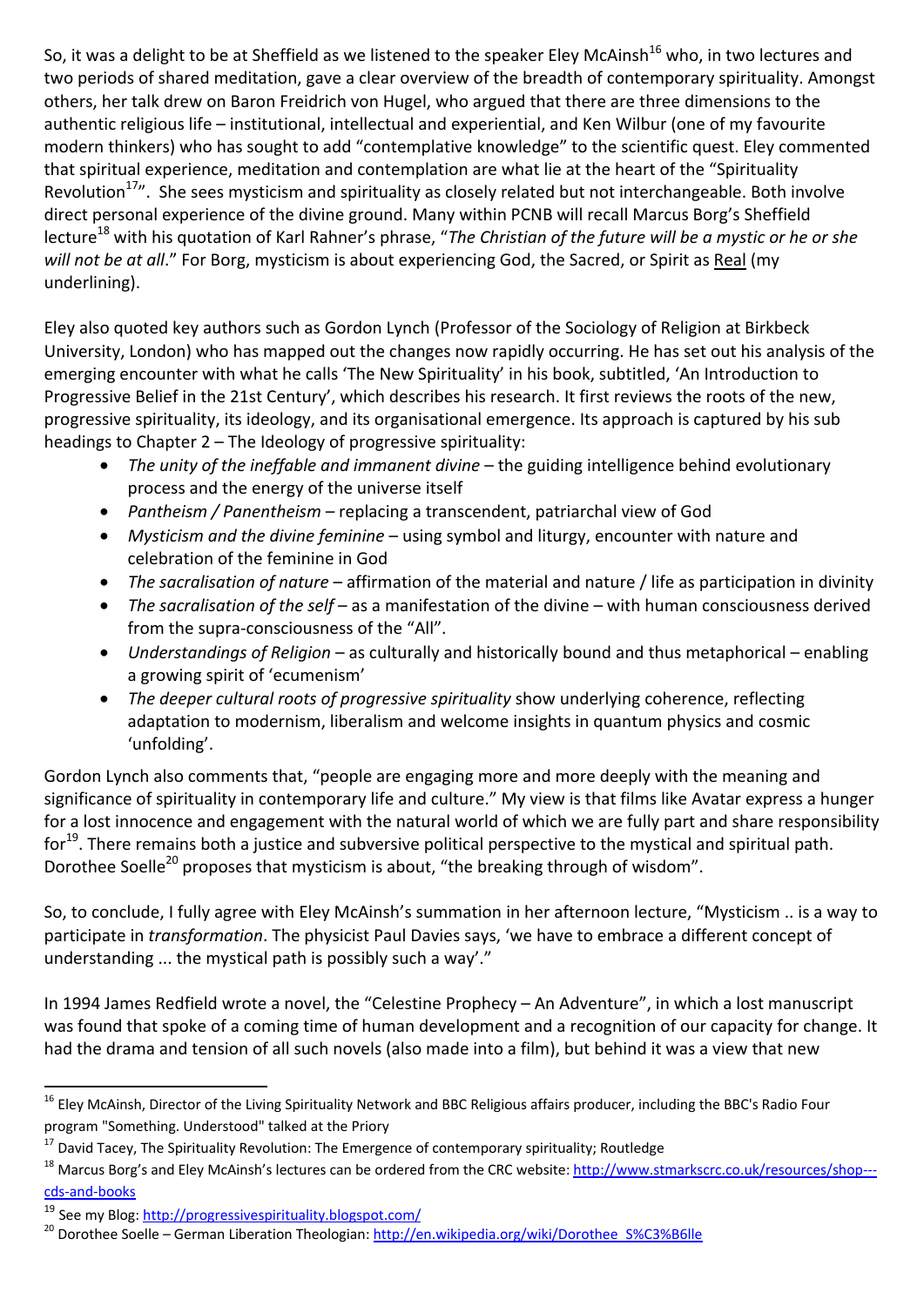So, it was a delight to be at Sheffield as we listened to the speaker Eley McAinsh[16] who, in two lectures and two periods of shared meditation, gave a clear overview of the breadth of contemporary spirituality. Amongst others, her talk drew on Baron Freidrich von Hugel, who argued that there are three dimensions to the authentic religious life – institutional, intellectual and experiential, and Ken Wilbur (one of my favourite modern thinkers) who has sought to add "contemplative knowledge" to the scientific quest. Eley commented that spiritual experience, meditation and contemplation are what lie at the heart of the "Spirituality Revolution[17]". She sees mysticism and spirituality as closely related but not interchangeable. Both involve direct personal experience of the divine ground. Many within PCNB will recall Marcus Borg's Sheffield lecture[18] with his quotation of Karl Rahner's phrase, "*The Christian of the future will be a mystic or he or she will not be at all*." For Borg, mysticism is about experiencing God, the Sacred, or Spirit as <u>Real</u> (my underlining).

Eley also quoted key authors such as Gordon Lynch (Professor of the Sociology of Religion at Birkbeck University, London) who has mapped out the changes now rapidly occurring. He has set out his analysis of the emerging encounter with what he calls 'The New Spirituality' in his book, subtitled, 'An Introduction to Progressive Belief in the 21st Century', which describes his research. It first reviews the roots of the new, progressive spirituality, its ideology, and its organisational emergence. Its approach is captured by his sub headings to Chapter 2 – The Ideology of progressive spirituality:

- *The unity of the ineffable and immanent divine* – the guiding intelligence behind evolutionary process and the energy of the universe itself
- *Pantheism / Panentheism* – replacing a transcendent, patriarchal view of God
- *Mysticism and the divine feminine* – using symbol and liturgy, encounter with nature and celebration of the feminine in God
- *The sacralisation of nature* – affirmation of the material and nature / life as participation in divinity
- *The sacralisation of the self* – as a manifestation of the divine – with human consciousness derived from the supra-consciousness of the "All".
- *Understandings of Religion* – as culturally and historically bound and thus metaphorical – enabling a growing spirit of 'ecumenism'
- *The deeper cultural roots of progressive spirituality* show underlying coherence, reflecting adaptation to modernism, liberalism and welcome insights in quantum physics and cosmic 'unfolding'.

Gordon Lynch also comments that, "people are engaging more and more deeply with the meaning and significance of spirituality in contemporary life and culture." My view is that films like Avatar express a hunger for a lost innocence and engagement with the natural world of which we are fully part and share responsibility for[19]. There remains both a justice and subversive political perspective to the mystical and spiritual path. Dorothee Soelle[20] proposes that mysticism is about, "the breaking through of wisdom".

So, to conclude, I fully agree with Eley McAinsh's summation in her afternoon lecture, "Mysticism .. is a way to participate in *transformation*. The physicist Paul Davies says, 'we have to embrace a different concept of understanding ... the mystical path is possibly such a way'."

In 1994 James Redfield wrote a novel, the "Celestine Prophecy – An Adventure", in which a lost manuscript was found that spoke of a coming time of human development and a recognition of our capacity for change. It had the drama and tension of all such novels (also made into a film), but behind it was a view that new

---

[16] Eley McAinsh, Director of the Living Spirituality Network and BBC Religious affairs producer, including the BBC's Radio Four program "Something. Understood" talked at the Priory

[17] David Tacey, The Spirituality Revolution: The Emergence of contemporary spirituality; Routledge

[18] Marcus Borg's and Eley McAinsh's lectures can be ordered from the CRC website: http://www.stmarkscrc.co.uk/resources/shop---cds-and-books

[19] See my Blog: http://progressivespirituality.blogspot.com/

[20] Dorothee Soelle – German Liberation Theologian: http://en.wikipedia.org/wiki/Dorothee_S%C3%B6lle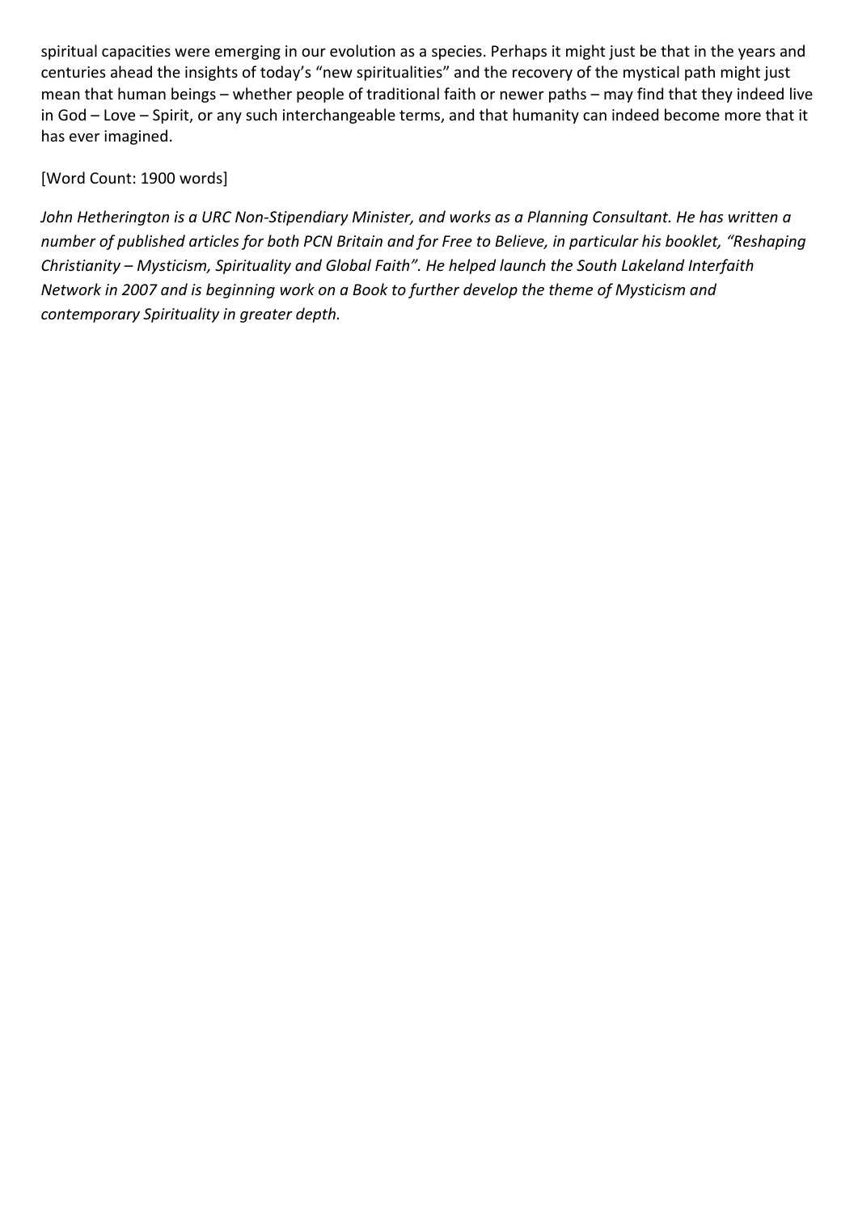spiritual capacities were emerging in our evolution as a species. Perhaps it might just be that in the years and centuries ahead the insights of today's "new spiritualities" and the recovery of the mystical path might just mean that human beings – whether people of traditional faith or newer paths – may find that they indeed live in God – Love – Spirit, or any such interchangeable terms, and that humanity can indeed become more that it has ever imagined.

[Word Count: 1900 words]

*John Hetherington is a URC Non-Stipendiary Minister, and works as a Planning Consultant. He has written a number of published articles for both PCN Britain and for Free to Believe, in particular his booklet, "Reshaping Christianity – Mysticism, Spirituality and Global Faith". He helped launch the South Lakeland Interfaith Network in 2007 and is beginning work on a Book to further develop the theme of Mysticism and contemporary Spirituality in greater depth.*